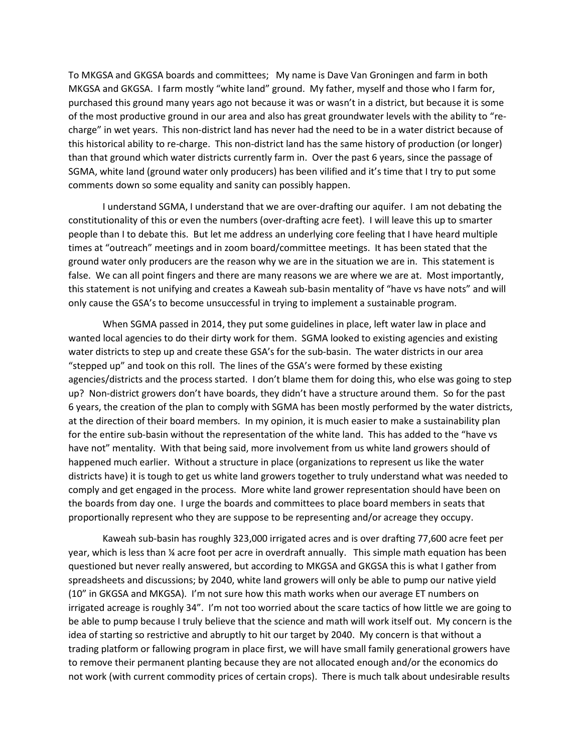To MKGSA and GKGSA boards and committees; My name is Dave Van Groningen and farm in both MKGSA and GKGSA. I farm mostly "white land" ground. My father, myself and those who I farm for, purchased this ground many years ago not because it was or wasn't in a district, but because it is some of the most productive ground in our area and also has great groundwater levels with the ability to "re-charge" in wet years. This non-district land has never had the need to be in a water district because of this historical ability to re-charge. This non-district land has the same history of production (or longer) than that ground which water districts currently farm in. Over the past 6 years, since the passage of SGMA, white land (ground water only producers) has been vilified and it's time that I try to put some comments down so some equality and sanity can possibly happen.

I understand SGMA, I understand that we are over-drafting our aquifer. I am not debating the constitutionality of this or even the numbers (over-drafting acre feet). I will leave this up to smarter people than I to debate this. But let me address an underlying core feeling that I have heard multiple times at "outreach" meetings and in zoom board/committee meetings. It has been stated that the ground water only producers are the reason why we are in the situation we are in. This statement is false. We can all point fingers and there are many reasons we are where we are at. Most importantly, this statement is not unifying and creates a Kaweah sub-basin mentality of "have vs have nots" and will only cause the GSA's to become unsuccessful in trying to implement a sustainable program.

When SGMA passed in 2014, they put some guidelines in place, left water law in place and wanted local agencies to do their dirty work for them. SGMA looked to existing agencies and existing water districts to step up and create these GSA's for the sub-basin. The water districts in our area "stepped up" and took on this roll. The lines of the GSA's were formed by these existing agencies/districts and the process started. I don't blame them for doing this, who else was going to step up? Non-district growers don't have boards, they didn't have a structure around them. So for the past 6 years, the creation of the plan to comply with SGMA has been mostly performed by the water districts, at the direction of their board members. In my opinion, it is much easier to make a sustainability plan for the entire sub-basin without the representation of the white land. This has added to the "have vs have not" mentality. With that being said, more involvement from us white land growers should of happened much earlier. Without a structure in place (organizations to represent us like the water districts have) it is tough to get us white land growers together to truly understand what was needed to comply and get engaged in the process. More white land grower representation should have been on the boards from day one. I urge the boards and committees to place board members in seats that proportionally represent who they are suppose to be representing and/or acreage they occupy.

Kaweah sub-basin has roughly 323,000 irrigated acres and is over drafting 77,600 acre feet per year, which is less than ¼ acre foot per acre in overdraft annually. This simple math equation has been questioned but never really answered, but according to MKGSA and GKGSA this is what I gather from spreadsheets and discussions; by 2040, white land growers will only be able to pump our native yield (10" in GKGSA and MKGSA). I'm not sure how this math works when our average ET numbers on irrigated acreage is roughly 34". I'm not too worried about the scare tactics of how little we are going to be able to pump because I truly believe that the science and math will work itself out. My concern is the idea of starting so restrictive and abruptly to hit our target by 2040. My concern is that without a trading platform or fallowing program in place first, we will have small family generational growers have to remove their permanent planting because they are not allocated enough and/or the economics do not work (with current commodity prices of certain crops). There is much talk about undesirable results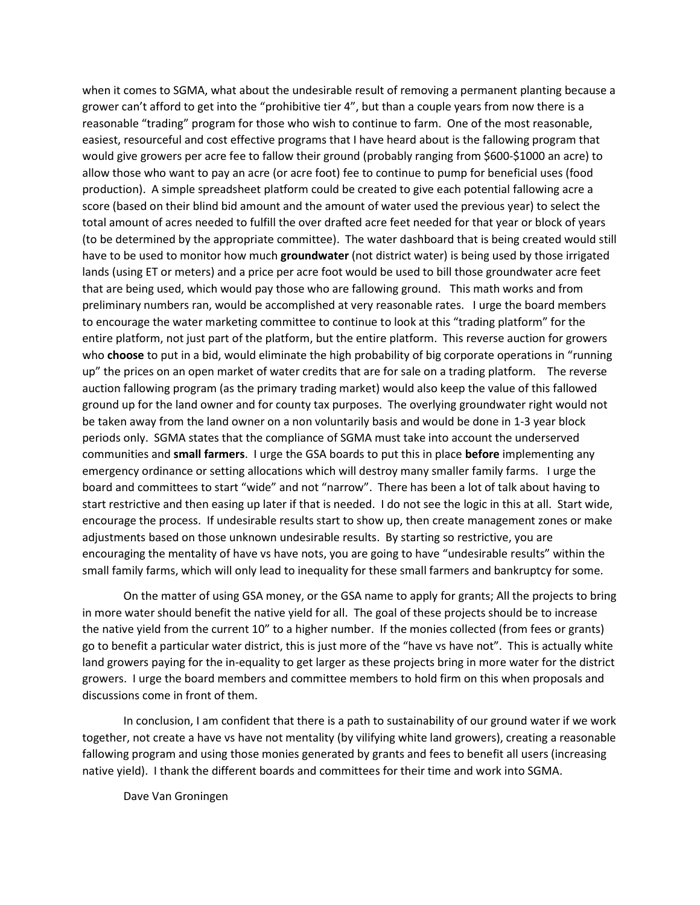when it comes to SGMA, what about the undesirable result of removing a permanent planting because a grower can't afford to get into the "prohibitive tier 4", but than a couple years from now there is a reasonable "trading" program for those who wish to continue to farm. One of the most reasonable, easiest, resourceful and cost effective programs that I have heard about is the fallowing program that would give growers per acre fee to fallow their ground (probably ranging from $600-$1000 an acre) to allow those who want to pay an acre (or acre foot) fee to continue to pump for beneficial uses (food production). A simple spreadsheet platform could be created to give each potential fallowing acre a score (based on their blind bid amount and the amount of water used the previous year) to select the total amount of acres needed to fulfill the over drafted acre feet needed for that year or block of years (to be determined by the appropriate committee). The water dashboard that is being created would still have to be used to monitor how much **groundwater** (not district water) is being used by those irrigated lands (using ET or meters) and a price per acre foot would be used to bill those groundwater acre feet that are being used, which would pay those who are fallowing ground. This math works and from preliminary numbers ran, would be accomplished at very reasonable rates. I urge the board members to encourage the water marketing committee to continue to look at this "trading platform" for the entire platform, not just part of the platform, but the entire platform. This reverse auction for growers who **choose** to put in a bid, would eliminate the high probability of big corporate operations in "running up" the prices on an open market of water credits that are for sale on a trading platform. The reverse auction fallowing program (as the primary trading market) would also keep the value of this fallowed ground up for the land owner and for county tax purposes. The overlying groundwater right would not be taken away from the land owner on a non voluntarily basis and would be done in 1-3 year block periods only. SGMA states that the compliance of SGMA must take into account the underserved communities and **small farmers**. I urge the GSA boards to put this in place **before** implementing any emergency ordinance or setting allocations which will destroy many smaller family farms. I urge the board and committees to start "wide" and not "narrow". There has been a lot of talk about having to start restrictive and then easing up later if that is needed. I do not see the logic in this at all. Start wide, encourage the process. If undesirable results start to show up, then create management zones or make adjustments based on those unknown undesirable results. By starting so restrictive, you are encouraging the mentality of have vs have nots, you are going to have "undesirable results" within the small family farms, which will only lead to inequality for these small farmers and bankruptcy for some.

On the matter of using GSA money, or the GSA name to apply for grants; All the projects to bring in more water should benefit the native yield for all. The goal of these projects should be to increase the native yield from the current 10" to a higher number. If the monies collected (from fees or grants) go to benefit a particular water district, this is just more of the "have vs have not". This is actually white land growers paying for the in-equality to get larger as these projects bring in more water for the district growers. I urge the board members and committee members to hold firm on this when proposals and discussions come in front of them.

In conclusion, I am confident that there is a path to sustainability of our ground water if we work together, not create a have vs have not mentality (by vilifying white land growers), creating a reasonable fallowing program and using those monies generated by grants and fees to benefit all users (increasing native yield). I thank the different boards and committees for their time and work into SGMA.

Dave Van Groningen